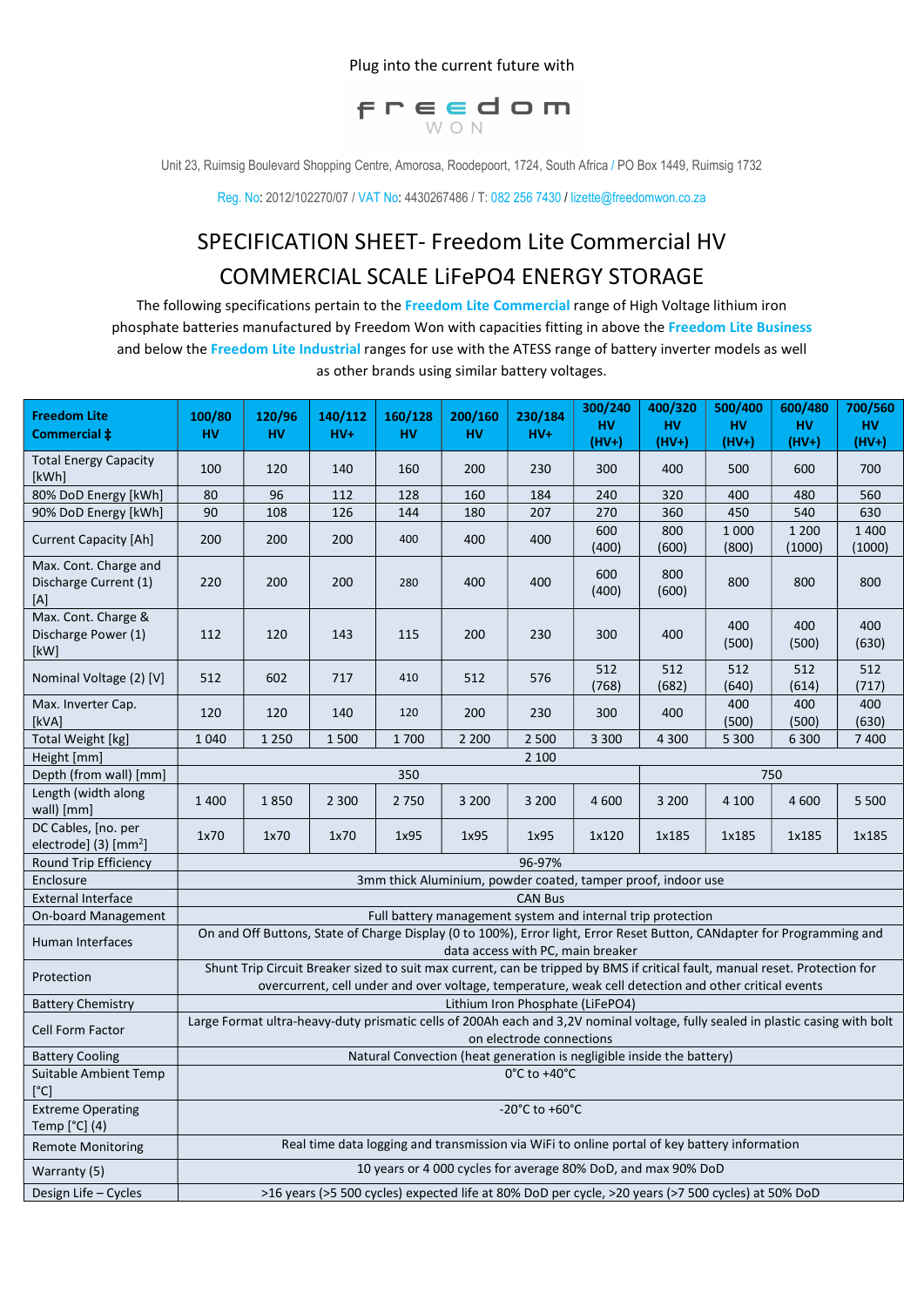Plug into the current future with

freedom
WON

Unit 23, Ruimsig Boulevard Shopping Centre, Amorosa, Roodepoort, 1724, South Africa / PO Box 1449, Ruimsig 1732

Reg. No: 2012/102270/07 / VAT No: 4430267486 / T: 082 256 7430 / lizette@freedomwon.co.za

# SPECIFICATION SHEET- Freedom Lite Commercial HV

## COMMERCIAL SCALE LiFePO4 ENERGY STORAGE

The following specifications pertain to the **Freedom Lite Commercial** range of High Voltage lithium iron phosphate batteries manufactured by Freedom Won with capacities fitting in above the **Freedom Lite Business** and below the **Freedom Lite Industrial** ranges for use with the ATESS range of battery inverter models as well as other brands using similar battery voltages.

| **Freedom Lite Commercial ‡** | **100/80 HV** | **120/96 HV** | **140/112 HV+** | **160/128 HV** | **200/160 HV** | **230/184 HV+** | **300/240 HV (HV+)** | **400/320 HV (HV+)** | **500/400 HV (HV+)** | **600/480 HV (HV+)** | **700/560 HV (HV+)** |
|---|---|---|---|---|---|---|---|---|---|---|---|
| Total Energy Capacity [kWh] | 100 | 120 | 140 | 160 | 200 | 230 | 300 | 400 | 500 | 600 | 700 |
| 80% DoD Energy [kWh] | 80 | 96 | 112 | 128 | 160 | 184 | 240 | 320 | 400 | 480 | 560 |
| 90% DoD Energy [kWh] | 90 | 108 | 126 | 144 | 180 | 207 | 270 | 360 | 450 | 540 | 630 |
| Current Capacity [Ah] | 200 | 200 | 200 | 400 | 400 | 400 | 600 (400) | 800 (600) | 1 000 (800) | 1 200 (1000) | 1 400 (1000) |
| Max. Cont. Charge and Discharge Current (1) [A] | 220 | 200 | 200 | 280 | 400 | 400 | 600 (400) | 800 (600) | 800 | 800 | 800 |
| Max. Cont. Charge & Discharge Power (1) [kW] | 112 | 120 | 143 | 115 | 200 | 230 | 300 | 400 | 400 (500) | 400 (500) | 400 (630) |
| Nominal Voltage (2) [V] | 512 | 602 | 717 | 410 | 512 | 576 | 512 (768) | 512 (682) | 512 (640) | 512 (614) | 512 (717) |
| Max. Inverter Cap. [kVA] | 120 | 120 | 140 | 120 | 200 | 230 | 300 | 400 | 400 (500) | 400 (500) | 400 (630) |
| Total Weight [kg] | 1 040 | 1 250 | 1 500 | 1 700 | 2 200 | 2 500 | 3 300 | 4 300 | 5 300 | 6 300 | 7 400 |
| Height [mm] | 2 100 | | | | | | | | | | |
| Depth (from wall) [mm] | 350 | | | | | | | 750 | | | |
| Length (width along wall) [mm] | 1 400 | 1 850 | 2 300 | 2 750 | 3 200 | 3 200 | 4 600 | 3 200 | 4 100 | 4 600 | 5 500 |
| DC Cables, [no. per electrode] (3) [mm²] | 1x70 | 1x70 | 1x70 | 1x95 | 1x95 | 1x95 | 1x120 | 1x185 | 1x185 | 1x185 | 1x185 |
| Round Trip Efficiency | 96-97% | | | | | | | | | | |
| Enclosure | 3mm thick Aluminium, powder coated, tamper proof, indoor use | | | | | | | | | | |
| External Interface | CAN Bus | | | | | | | | | | |
| On-board Management | Full battery management system and internal trip protection | | | | | | | | | | |
| Human Interfaces | On and Off Buttons, State of Charge Display (0 to 100%), Error light, Error Reset Button, CANdapter for Programming and data access with PC, main breaker | | | | | | | | | | |
| Protection | Shunt Trip Circuit Breaker sized to suit max current, can be tripped by BMS if critical fault, manual reset. Protection for overcurrent, cell under and over voltage, temperature, weak cell detection and other critical events | | | | | | | | | | |
| Battery Chemistry | Lithium Iron Phosphate (LiFePO4) | | | | | | | | | | |
| Cell Form Factor | Large Format ultra-heavy-duty prismatic cells of 200Ah each and 3,2V nominal voltage, fully sealed in plastic casing with bolt on electrode connections | | | | | | | | | | |
| Battery Cooling | Natural Convection (heat generation is negligible inside the battery) | | | | | | | | | | |
| Suitable Ambient Temp [°C] | 0°C to +40°C | | | | | | | | | | |
| Extreme Operating Temp [°C] (4) | -20°C to +60°C | | | | | | | | | | |
| Remote Monitoring | Real time data logging and transmission via WiFi to online portal of key battery information | | | | | | | | | | |
| Warranty (5) | 10 years or 4 000 cycles for average 80% DoD, and max 90% DoD | | | | | | | | | | |
| Design Life – Cycles | >16 years (>5 500 cycles) expected life at 80% DoD per cycle, >20 years (>7 500 cycles) at 50% DoD | | | | | | | | | | |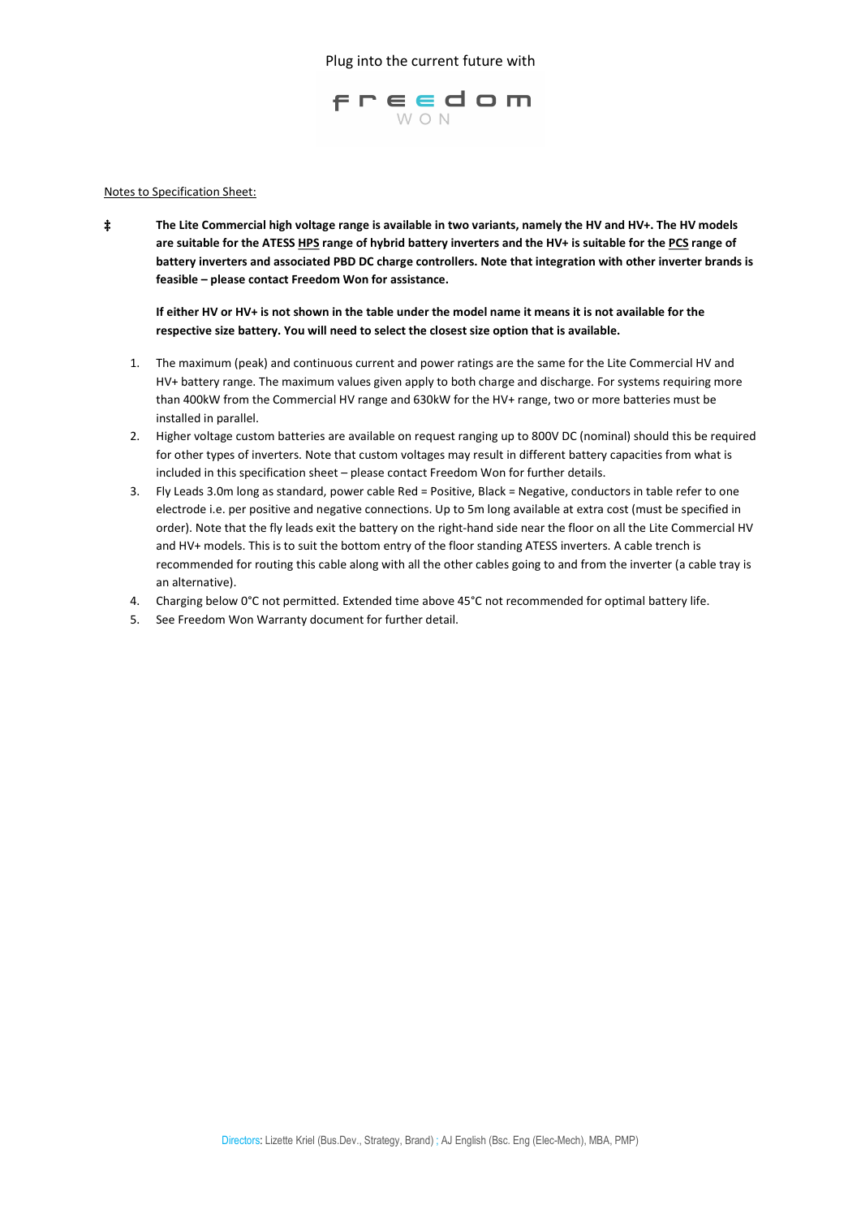Plug into the current future with

Notes to Specification Sheet:

‡ **The Lite Commercial high voltage range is available in two variants, namely the HV and HV+. The HV models are suitable for the ATESS HPS range of hybrid battery inverters and the HV+ is suitable for the PCS range of battery inverters and associated PBD DC charge controllers. Note that integration with other inverter brands is feasible – please contact Freedom Won for assistance.**

**If either HV or HV+ is not shown in the table under the model name it means it is not available for the respective size battery. You will need to select the closest size option that is available.**

1. The maximum (peak) and continuous current and power ratings are the same for the Lite Commercial HV and HV+ battery range. The maximum values given apply to both charge and discharge. For systems requiring more than 400kW from the Commercial HV range and 630kW for the HV+ range, two or more batteries must be installed in parallel.
2. Higher voltage custom batteries are available on request ranging up to 800V DC (nominal) should this be required for other types of inverters. Note that custom voltages may result in different battery capacities from what is included in this specification sheet – please contact Freedom Won for further details.
3. Fly Leads 3.0m long as standard, power cable Red = Positive, Black = Negative, conductors in table refer to one electrode i.e. per positive and negative connections. Up to 5m long available at extra cost (must be specified in order). Note that the fly leads exit the battery on the right-hand side near the floor on all the Lite Commercial HV and HV+ models. This is to suit the bottom entry of the floor standing ATESS inverters. A cable trench is recommended for routing this cable along with all the other cables going to and from the inverter (a cable tray is an alternative).
4. Charging below 0°C not permitted. Extended time above 45°C not recommended for optimal battery life.
5. See Freedom Won Warranty document for further detail.

Directors: Lizette Kriel (Bus.Dev., Strategy, Brand) ; AJ English (Bsc. Eng (Elec-Mech), MBA, PMP)